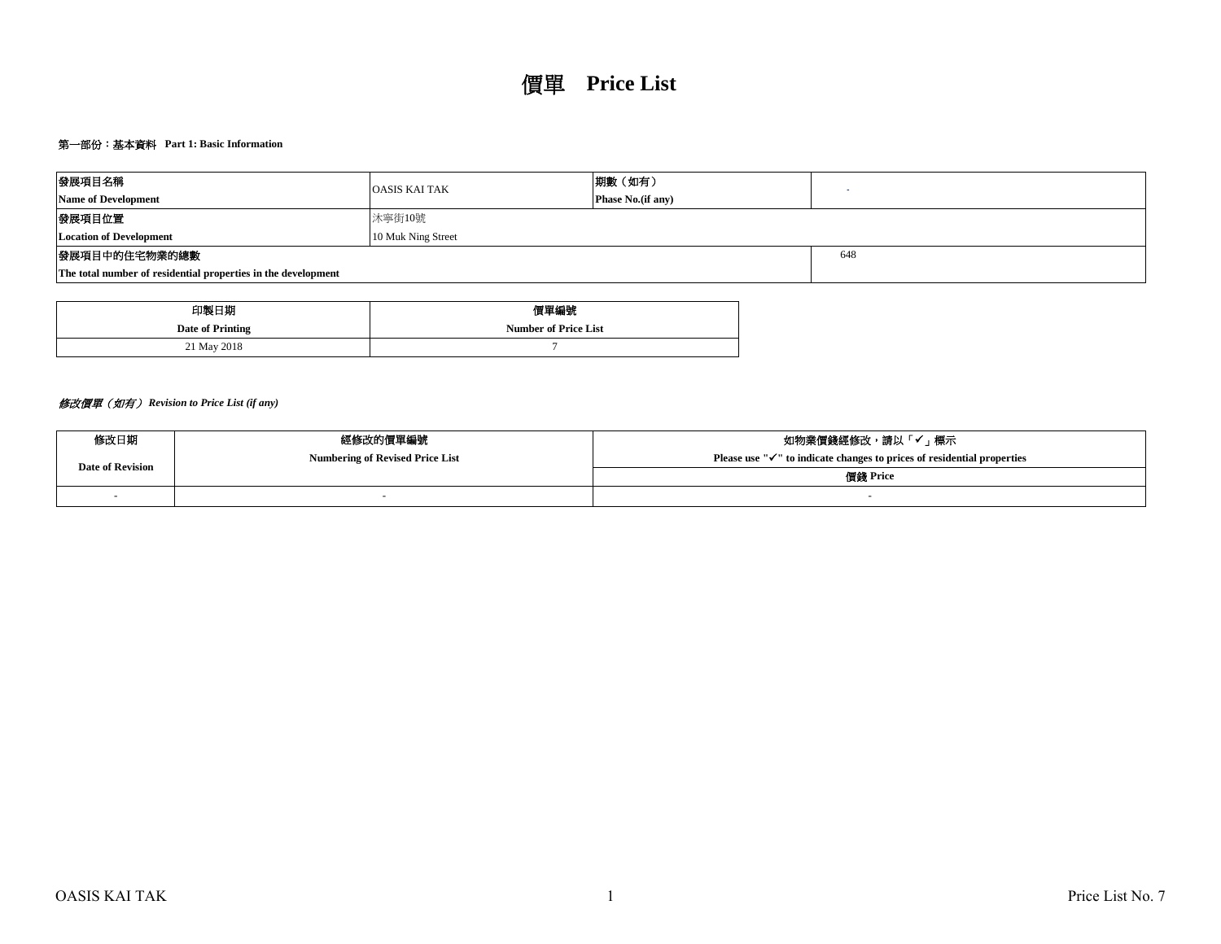# 價單 Price List

### 第一部份：基本資料 Part 1: Basic Information

| 發展項目名稱<br>Name of Development | OASIS KAI TAK | 期數（如有）<br>Phase No.(if any) | - |
|---|---|---|---|
| 發展項目位置<br>Location of Development | 沐寧街10號<br>10 Muk Ning Street | | |
| 發展項目中的住宅物業的總數<br>The total number of residential properties in the development | | | 648 |

| 印製日期<br>Date of Printing | 價單編號<br>Number of Price List |
|---|---|
| 21 May 2018 | 7 |

***修改價單（如有） Revision to Price List (if any)***

| 修改日期<br>Date of Revision | 經修改的價單編號<br>Numbering of Revised Price List | 如物業價錢經修改，請以「✓」標示<br>Please use "✓" to indicate changes to prices of residential properties |
|---|---|---|
| | | 價錢 Price |
| - | - | - |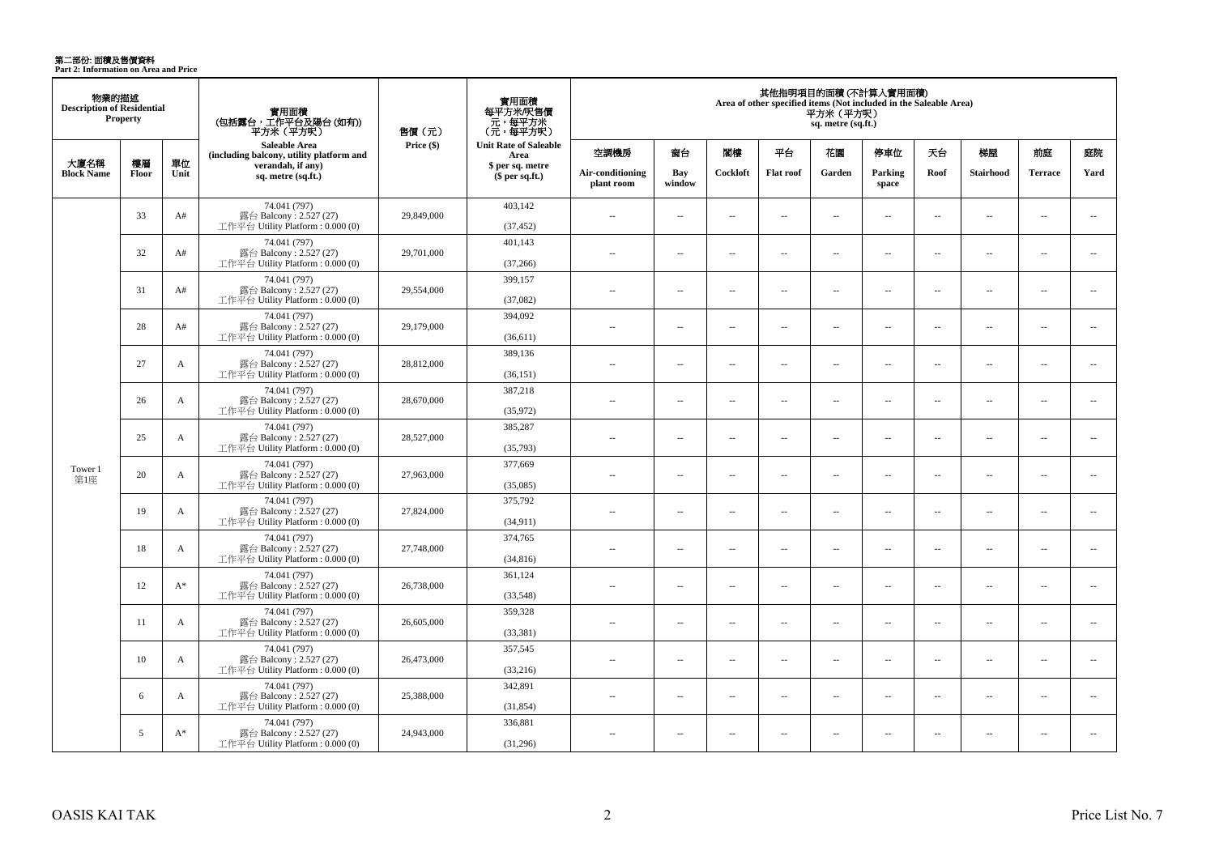第二部份: 面積及售價資料
**Part 2: Information on Area and Price**

| 物業的描述 Description of Residential Property | | | 實用面積 (包括露台，工作平台及陽台 (如有)) 平方米（平方呎） Saleable Area (including balcony, utility platform and verandah, if any) sq. metre (sq.ft.) | 售價（元） Price ($) | 實用面積 每平方米/呎售價 元，每平方米 (元，每平方呎) Unit Rate of Saleable Area $ per sq. metre ($ per sq.ft.) | 其他指明項目的面積 (不計算入實用面積) Area of other specified items (Not included in the Saleable Area) 平方米（平方呎） sq. metre (sq.ft.) | | | | | | | | | |
|---|---|---|---|---|---|---|---|---|---|---|---|---|---|---|---|
| 大廈名稱 Block Name | 樓層 Floor | 單位 Unit | | | | 空調機房 Air-conditioning plant room | 窗台 Bay window | 閣樓 Cockloft | 平台 Flat roof | 花園 Garden | 停車位 Parking space | 天台 Roof | 梯屋 Stairhood | 前庭 Terrace | 庭院 Yard |
| Tower 1 第1座 | 33 | A# | 74.041 (797) 露台 Balcony : 2.527 (27) 工作平台 Utility Platform : 0.000 (0) | 29,849,000 | 403,142 (37,452) | -- | -- | -- | -- | -- | -- | -- | -- | -- | -- |
| | 32 | A# | 74.041 (797) 露台 Balcony : 2.527 (27) 工作平台 Utility Platform : 0.000 (0) | 29,701,000 | 401,143 (37,266) | -- | -- | -- | -- | -- | -- | -- | -- | -- | -- |
| | 31 | A# | 74.041 (797) 露台 Balcony : 2.527 (27) 工作平台 Utility Platform : 0.000 (0) | 29,554,000 | 399,157 (37,082) | -- | -- | -- | -- | -- | -- | -- | -- | -- | -- |
| | 28 | A# | 74.041 (797) 露台 Balcony : 2.527 (27) 工作平台 Utility Platform : 0.000 (0) | 29,179,000 | 394,092 (36,611) | -- | -- | -- | -- | -- | -- | -- | -- | -- | -- |
| | 27 | A | 74.041 (797) 露台 Balcony : 2.527 (27) 工作平台 Utility Platform : 0.000 (0) | 28,812,000 | 389,136 (36,151) | -- | -- | -- | -- | -- | -- | -- | -- | -- | -- |
| | 26 | A | 74.041 (797) 露台 Balcony : 2.527 (27) 工作平台 Utility Platform : 0.000 (0) | 28,670,000 | 387,218 (35,972) | -- | -- | -- | -- | -- | -- | -- | -- | -- | -- |
| | 25 | A | 74.041 (797) 露台 Balcony : 2.527 (27) 工作平台 Utility Platform : 0.000 (0) | 28,527,000 | 385,287 (35,793) | -- | -- | -- | -- | -- | -- | -- | -- | -- | -- |
| | 20 | A | 74.041 (797) 露台 Balcony : 2.527 (27) 工作平台 Utility Platform : 0.000 (0) | 27,963,000 | 377,669 (35,085) | -- | -- | -- | -- | -- | -- | -- | -- | -- | -- |
| | 19 | A | 74.041 (797) 露台 Balcony : 2.527 (27) 工作平台 Utility Platform : 0.000 (0) | 27,824,000 | 375,792 (34,911) | -- | -- | -- | -- | -- | -- | -- | -- | -- | -- |
| | 18 | A | 74.041 (797) 露台 Balcony : 2.527 (27) 工作平台 Utility Platform : 0.000 (0) | 27,748,000 | 374,765 (34,816) | -- | -- | -- | -- | -- | -- | -- | -- | -- | -- |
| | 12 | A* | 74.041 (797) 露台 Balcony : 2.527 (27) 工作平台 Utility Platform : 0.000 (0) | 26,738,000 | 361,124 (33,548) | -- | -- | -- | -- | -- | -- | -- | -- | -- | -- |
| | 11 | A | 74.041 (797) 露台 Balcony : 2.527 (27) 工作平台 Utility Platform : 0.000 (0) | 26,605,000 | 359,328 (33,381) | -- | -- | -- | -- | -- | -- | -- | -- | -- | -- |
| | 10 | A | 74.041 (797) 露台 Balcony : 2.527 (27) 工作平台 Utility Platform : 0.000 (0) | 26,473,000 | 357,545 (33,216) | -- | -- | -- | -- | -- | -- | -- | -- | -- | -- |
| | 6 | A | 74.041 (797) 露台 Balcony : 2.527 (27) 工作平台 Utility Platform : 0.000 (0) | 25,388,000 | 342,891 (31,854) | -- | -- | -- | -- | -- | -- | -- | -- | -- | -- |
| | 5 | A* | 74.041 (797) 露台 Balcony : 2.527 (27) 工作平台 Utility Platform : 0.000 (0) | 24,943,000 | 336,881 (31,296) | -- | -- | -- | -- | -- | -- | -- | -- | -- | -- |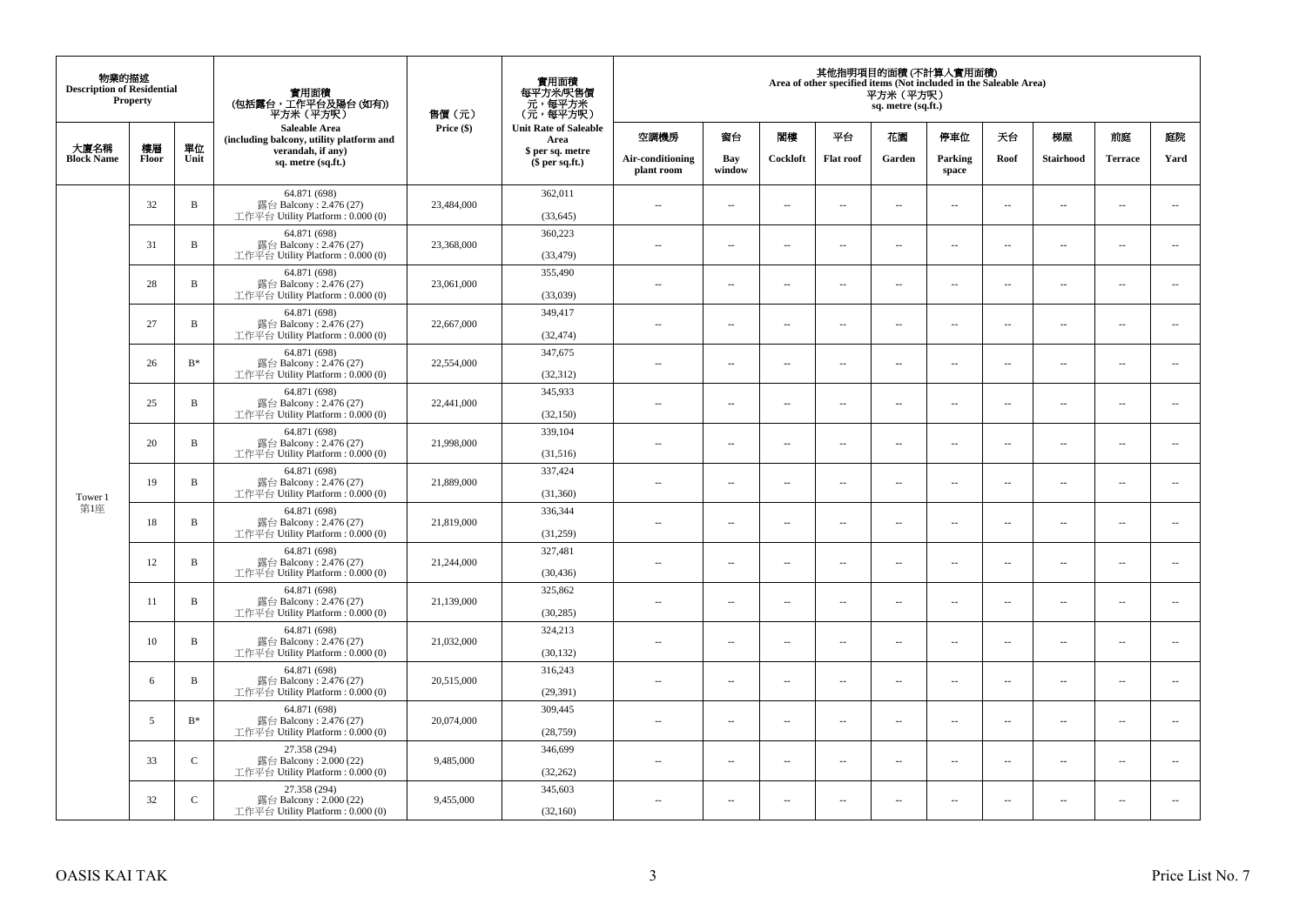| 物業的描述 Description of Residential Property | | | 實用面積 (包括露台，工作平台及陽台 (如有)) 平方米（平方呎） Saleable Area (including balcony, utility platform and verandah, if any) sq. metre (sq.ft.) | 售價（元） Price ($) | 實用面積 每平方米/呎售價 元，每平方米 (元，每平方呎) Unit Rate of Saleable Area $ per sq. metre ($ per sq.ft.) | 其他指明項目的面積 (不計算入實用面積) Area of other specified items (Not included in the Saleable Area) 平方米（平方呎） sq. metre (sq.ft.) | | | | | | | | | |
|---|---|---|---|---|---|---|---|---|---|---|---|---|---|---|---|
| 大廈名稱 Block Name | 樓層 Floor | 單位 Unit | | | | 空調機房 Air-conditioning plant room | 窗台 Bay window | 閣樓 Cockloft | 平台 Flat roof | 花園 Garden | 停車位 Parking space | 天台 Roof | 梯屋 Stairhood | 前庭 Terrace | 庭院 Yard |
| Tower 1 第1座 | 32 | B | 64.871 (698) 露台 Balcony : 2.476 (27) 工作平台 Utility Platform : 0.000 (0) | 23,484,000 | 362,011 (33,645) | -- | -- | -- | -- | -- | -- | -- | -- | -- | -- |
| | 31 | B | 64.871 (698) 露台 Balcony : 2.476 (27) 工作平台 Utility Platform : 0.000 (0) | 23,368,000 | 360,223 (33,479) | -- | -- | -- | -- | -- | -- | -- | -- | -- | -- |
| | 28 | B | 64.871 (698) 露台 Balcony : 2.476 (27) 工作平台 Utility Platform : 0.000 (0) | 23,061,000 | 355,490 (33,039) | -- | -- | -- | -- | -- | -- | -- | -- | -- | -- |
| | 27 | B | 64.871 (698) 露台 Balcony : 2.476 (27) 工作平台 Utility Platform : 0.000 (0) | 22,667,000 | 349,417 (32,474) | -- | -- | -- | -- | -- | -- | -- | -- | -- | -- |
| | 26 | B* | 64.871 (698) 露台 Balcony : 2.476 (27) 工作平台 Utility Platform : 0.000 (0) | 22,554,000 | 347,675 (32,312) | -- | -- | -- | -- | -- | -- | -- | -- | -- | -- |
| | 25 | B | 64.871 (698) 露台 Balcony : 2.476 (27) 工作平台 Utility Platform : 0.000 (0) | 22,441,000 | 345,933 (32,150) | -- | -- | -- | -- | -- | -- | -- | -- | -- | -- |
| | 20 | B | 64.871 (698) 露台 Balcony : 2.476 (27) 工作平台 Utility Platform : 0.000 (0) | 21,998,000 | 339,104 (31,516) | -- | -- | -- | -- | -- | -- | -- | -- | -- | -- |
| | 19 | B | 64.871 (698) 露台 Balcony : 2.476 (27) 工作平台 Utility Platform : 0.000 (0) | 21,889,000 | 337,424 (31,360) | -- | -- | -- | -- | -- | -- | -- | -- | -- | -- |
| | 18 | B | 64.871 (698) 露台 Balcony : 2.476 (27) 工作平台 Utility Platform : 0.000 (0) | 21,819,000 | 336,344 (31,259) | -- | -- | -- | -- | -- | -- | -- | -- | -- | -- |
| | 12 | B | 64.871 (698) 露台 Balcony : 2.476 (27) 工作平台 Utility Platform : 0.000 (0) | 21,244,000 | 327,481 (30,436) | -- | -- | -- | -- | -- | -- | -- | -- | -- | -- |
| | 11 | B | 64.871 (698) 露台 Balcony : 2.476 (27) 工作平台 Utility Platform : 0.000 (0) | 21,139,000 | 325,862 (30,285) | -- | -- | -- | -- | -- | -- | -- | -- | -- | -- |
| | 10 | B | 64.871 (698) 露台 Balcony : 2.476 (27) 工作平台 Utility Platform : 0.000 (0) | 21,032,000 | 324,213 (30,132) | -- | -- | -- | -- | -- | -- | -- | -- | -- | -- |
| | 6 | B | 64.871 (698) 露台 Balcony : 2.476 (27) 工作平台 Utility Platform : 0.000 (0) | 20,515,000 | 316,243 (29,391) | -- | -- | -- | -- | -- | -- | -- | -- | -- | -- |
| | 5 | B* | 64.871 (698) 露台 Balcony : 2.476 (27) 工作平台 Utility Platform : 0.000 (0) | 20,074,000 | 309,445 (28,759) | -- | -- | -- | -- | -- | -- | -- | -- | -- | -- |
| | 33 | C | 27.358 (294) 露台 Balcony : 2.000 (22) 工作平台 Utility Platform : 0.000 (0) | 9,485,000 | 346,699 (32,262) | -- | -- | -- | -- | -- | -- | -- | -- | -- | -- |
| | 32 | C | 27.358 (294) 露台 Balcony : 2.000 (22) 工作平台 Utility Platform : 0.000 (0) | 9,455,000 | 345,603 (32,160) | -- | -- | -- | -- | -- | -- | -- | -- | -- | -- |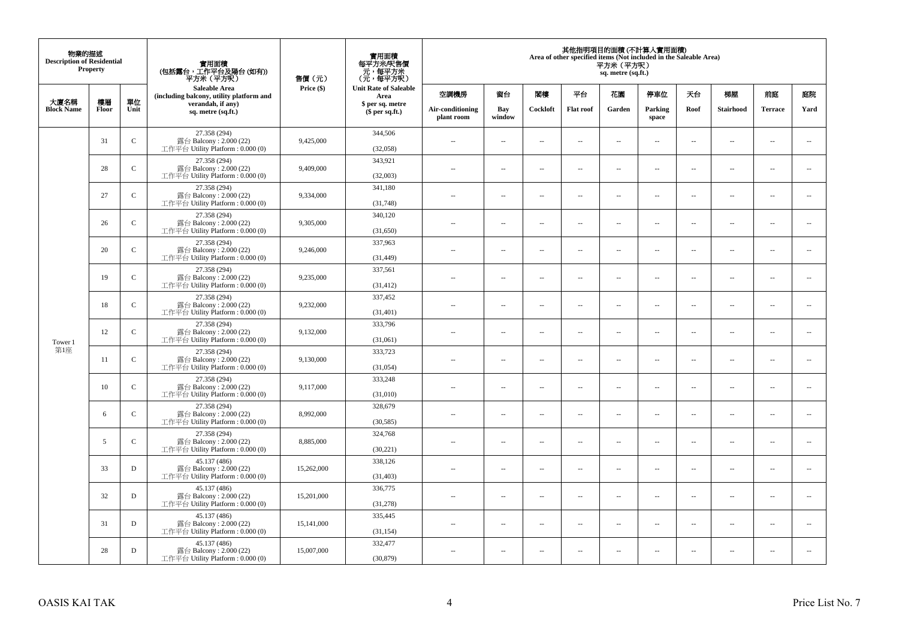| 物業的描述 Description of Residential Property | | | 實用面積 (包括露台，工作平台及陽台 (如有)) 平方米（平方呎） Saleable Area (including balcony, utility platform and verandah, if any) sq. metre (sq.ft.) | 售價（元） Price ($) | 實用面積 每平方米/呎售價 元，每平方米 (元，每平方呎) Unit Rate of Saleable Area $ per sq. metre ($ per sq.ft.) | 其他指明項目的面積 (不計算入實用面積) Area of other specified items (Not included in the Saleable Area) 平方米（平方呎） sq. metre (sq.ft.) | | | | | | | | | |
|---|---|---|---|---|---|---|---|---|---|---|---|---|---|---|---|
| 大廈名稱 Block Name | 樓層 Floor | 單位 Unit | | | | 空調機房 Air-conditioning plant room | 窗台 Bay window | 閣樓 Cockloft | 平台 Flat roof | 花園 Garden | 停車位 Parking space | 天台 Roof | 梯屋 Stairhood | 前庭 Terrace | 庭院 Yard |
| Tower 1 第1座 | 31 | C | 27.358 (294) 露台 Balcony : 2.000 (22) 工作平台 Utility Platform : 0.000 (0) | 9,425,000 | 344,506 (32,058) | -- | -- | -- | -- | -- | -- | -- | -- | -- | -- |
| | 28 | C | 27.358 (294) 露台 Balcony : 2.000 (22) 工作平台 Utility Platform : 0.000 (0) | 9,409,000 | 343,921 (32,003) | -- | -- | -- | -- | -- | -- | -- | -- | -- | -- |
| | 27 | C | 27.358 (294) 露台 Balcony : 2.000 (22) 工作平台 Utility Platform : 0.000 (0) | 9,334,000 | 341,180 (31,748) | -- | -- | -- | -- | -- | -- | -- | -- | -- | -- |
| | 26 | C | 27.358 (294) 露台 Balcony : 2.000 (22) 工作平台 Utility Platform : 0.000 (0) | 9,305,000 | 340,120 (31,650) | -- | -- | -- | -- | -- | -- | -- | -- | -- | -- |
| | 20 | C | 27.358 (294) 露台 Balcony : 2.000 (22) 工作平台 Utility Platform : 0.000 (0) | 9,246,000 | 337,963 (31,449) | -- | -- | -- | -- | -- | -- | -- | -- | -- | -- |
| | 19 | C | 27.358 (294) 露台 Balcony : 2.000 (22) 工作平台 Utility Platform : 0.000 (0) | 9,235,000 | 337,561 (31,412) | -- | -- | -- | -- | -- | -- | -- | -- | -- | -- |
| | 18 | C | 27.358 (294) 露台 Balcony : 2.000 (22) 工作平台 Utility Platform : 0.000 (0) | 9,232,000 | 337,452 (31,401) | -- | -- | -- | -- | -- | -- | -- | -- | -- | -- |
| | 12 | C | 27.358 (294) 露台 Balcony : 2.000 (22) 工作平台 Utility Platform : 0.000 (0) | 9,132,000 | 333,796 (31,061) | -- | -- | -- | -- | -- | -- | -- | -- | -- | -- |
| | 11 | C | 27.358 (294) 露台 Balcony : 2.000 (22) 工作平台 Utility Platform : 0.000 (0) | 9,130,000 | 333,723 (31,054) | -- | -- | -- | -- | -- | -- | -- | -- | -- | -- |
| | 10 | C | 27.358 (294) 露台 Balcony : 2.000 (22) 工作平台 Utility Platform : 0.000 (0) | 9,117,000 | 333,248 (31,010) | -- | -- | -- | -- | -- | -- | -- | -- | -- | -- |
| | 6 | C | 27.358 (294) 露台 Balcony : 2.000 (22) 工作平台 Utility Platform : 0.000 (0) | 8,992,000 | 328,679 (30,585) | -- | -- | -- | -- | -- | -- | -- | -- | -- | -- |
| | 5 | C | 27.358 (294) 露台 Balcony : 2.000 (22) 工作平台 Utility Platform : 0.000 (0) | 8,885,000 | 324,768 (30,221) | -- | -- | -- | -- | -- | -- | -- | -- | -- | -- |
| | 33 | D | 45.137 (486) 露台 Balcony : 2.000 (22) 工作平台 Utility Platform : 0.000 (0) | 15,262,000 | 338,126 (31,403) | -- | -- | -- | -- | -- | -- | -- | -- | -- | -- |
| | 32 | D | 45.137 (486) 露台 Balcony : 2.000 (22) 工作平台 Utility Platform : 0.000 (0) | 15,201,000 | 336,775 (31,278) | -- | -- | -- | -- | -- | -- | -- | -- | -- | -- |
| | 31 | D | 45.137 (486) 露台 Balcony : 2.000 (22) 工作平台 Utility Platform : 0.000 (0) | 15,141,000 | 335,445 (31,154) | -- | -- | -- | -- | -- | -- | -- | -- | -- | -- |
| | 28 | D | 45.137 (486) 露台 Balcony : 2.000 (22) 工作平台 Utility Platform : 0.000 (0) | 15,007,000 | 332,477 (30,879) | -- | -- | -- | -- | -- | -- | -- | -- | -- | -- |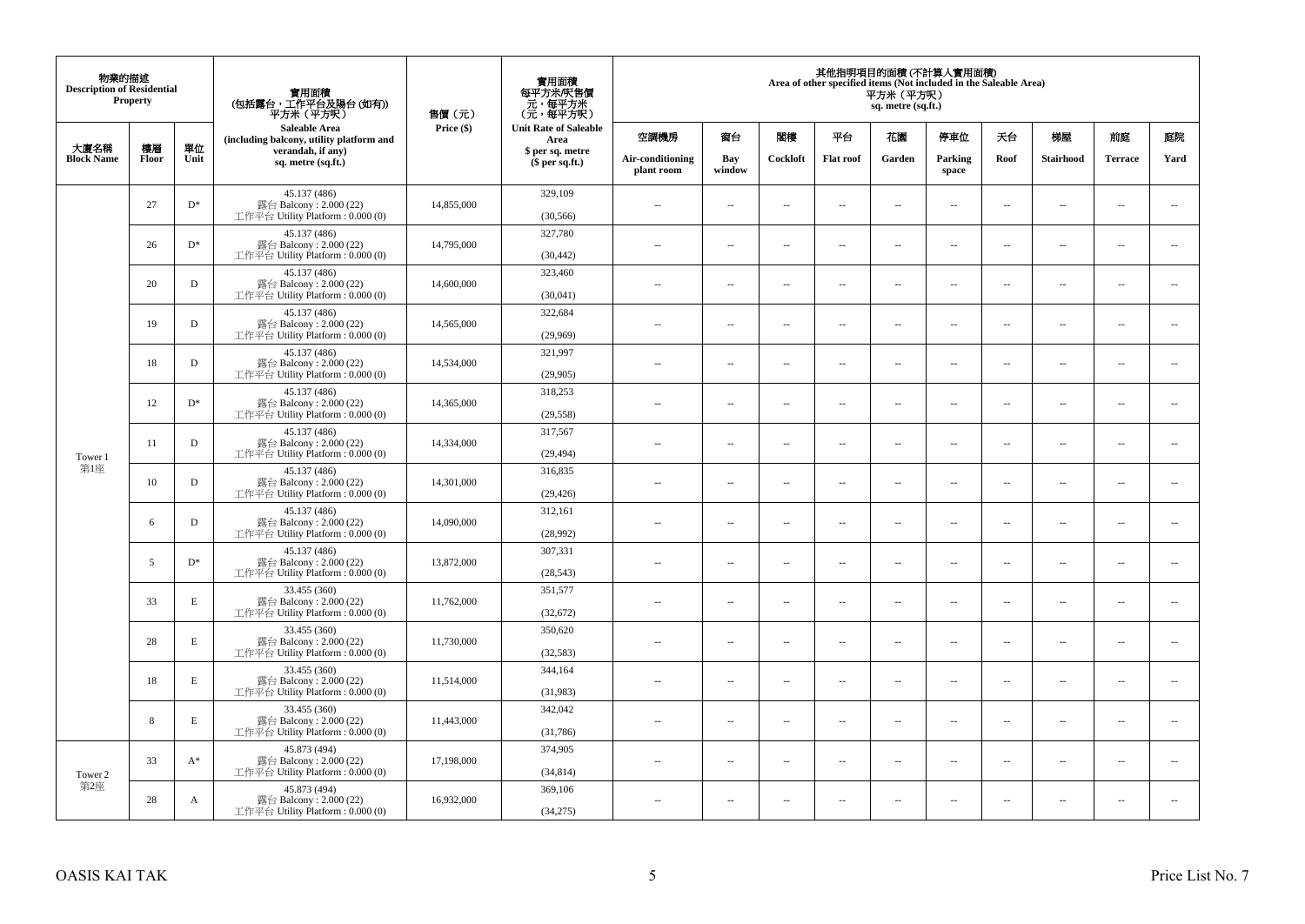| 物業的描述 Description of Residential Property | | | 實用面積 (包括露台，工作平台及陽台 (如有)) 平方米 (平方呎) Saleable Area (including balcony, utility platform and verandah, if any) sq. metre (sq.ft.) | 售價 (元) Price ($) | 實用面積 每平方米/呎售價 元，每平方米 (元，每平方呎) Unit Rate of Saleable Area $ per sq. metre ($ per sq.ft.) | 其他指明項目的面積 (不計算入實用面積) Area of other specified items (Not included in the Saleable Area) 平方米 (平方呎) sq. metre (sq.ft.) | | | | | | | | | |
|---|---|---|---|---|---|---|---|---|---|---|---|---|---|---|---|
| 大廈名稱 Block Name | 樓層 Floor | 單位 Unit | | | | 空調機房 Air-conditioning plant room | 窗台 Bay window | 閣樓 Cockloft | 平台 Flat roof | 花園 Garden | 停車位 Parking space | 天台 Roof | 梯屋 Stairhood | 前庭 Terrace | 庭院 Yard |
| Tower 1 第1座 | 27 | D* | 45.137 (486) 露台 Balcony : 2.000 (22) 工作平台 Utility Platform : 0.000 (0) | 14,855,000 | 329,109 (30,566) | -- | -- | -- | -- | -- | -- | -- | -- | -- | -- |
| | 26 | D* | 45.137 (486) 露台 Balcony : 2.000 (22) 工作平台 Utility Platform : 0.000 (0) | 14,795,000 | 327,780 (30,442) | -- | -- | -- | -- | -- | -- | -- | -- | -- | -- |
| | 20 | D | 45.137 (486) 露台 Balcony : 2.000 (22) 工作平台 Utility Platform : 0.000 (0) | 14,600,000 | 323,460 (30,041) | -- | -- | -- | -- | -- | -- | -- | -- | -- | -- |
| | 19 | D | 45.137 (486) 露台 Balcony : 2.000 (22) 工作平台 Utility Platform : 0.000 (0) | 14,565,000 | 322,684 (29,969) | -- | -- | -- | -- | -- | -- | -- | -- | -- | -- |
| | 18 | D | 45.137 (486) 露台 Balcony : 2.000 (22) 工作平台 Utility Platform : 0.000 (0) | 14,534,000 | 321,997 (29,905) | -- | -- | -- | -- | -- | -- | -- | -- | -- | -- |
| | 12 | D* | 45.137 (486) 露台 Balcony : 2.000 (22) 工作平台 Utility Platform : 0.000 (0) | 14,365,000 | 318,253 (29,558) | -- | -- | -- | -- | -- | -- | -- | -- | -- | -- |
| | 11 | D | 45.137 (486) 露台 Balcony : 2.000 (22) 工作平台 Utility Platform : 0.000 (0) | 14,334,000 | 317,567 (29,494) | -- | -- | -- | -- | -- | -- | -- | -- | -- | -- |
| | 10 | D | 45.137 (486) 露台 Balcony : 2.000 (22) 工作平台 Utility Platform : 0.000 (0) | 14,301,000 | 316,835 (29,426) | -- | -- | -- | -- | -- | -- | -- | -- | -- | -- |
| | 6 | D | 45.137 (486) 露台 Balcony : 2.000 (22) 工作平台 Utility Platform : 0.000 (0) | 14,090,000 | 312,161 (28,992) | -- | -- | -- | -- | -- | -- | -- | -- | -- | -- |
| | 5 | D* | 45.137 (486) 露台 Balcony : 2.000 (22) 工作平台 Utility Platform : 0.000 (0) | 13,872,000 | 307,331 (28,543) | -- | -- | -- | -- | -- | -- | -- | -- | -- | -- |
| | 33 | E | 33.455 (360) 露台 Balcony : 2.000 (22) 工作平台 Utility Platform : 0.000 (0) | 11,762,000 | 351,577 (32,672) | -- | -- | -- | -- | -- | -- | -- | -- | -- | -- |
| | 28 | E | 33.455 (360) 露台 Balcony : 2.000 (22) 工作平台 Utility Platform : 0.000 (0) | 11,730,000 | 350,620 (32,583) | -- | -- | -- | -- | -- | -- | -- | -- | -- | -- |
| | 18 | E | 33.455 (360) 露台 Balcony : 2.000 (22) 工作平台 Utility Platform : 0.000 (0) | 11,514,000 | 344,164 (31,983) | -- | -- | -- | -- | -- | -- | -- | -- | -- | -- |
| | 8 | E | 33.455 (360) 露台 Balcony : 2.000 (22) 工作平台 Utility Platform : 0.000 (0) | 11,443,000 | 342,042 (31,786) | -- | -- | -- | -- | -- | -- | -- | -- | -- | -- |
| Tower 2 第2座 | 33 | A* | 45.873 (494) 露台 Balcony : 2.000 (22) 工作平台 Utility Platform : 0.000 (0) | 17,198,000 | 374,905 (34,814) | -- | -- | -- | -- | -- | -- | -- | -- | -- | -- |
| | 28 | A | 45.873 (494) 露台 Balcony : 2.000 (22) 工作平台 Utility Platform : 0.000 (0) | 16,932,000 | 369,106 (34,275) | -- | -- | -- | -- | -- | -- | -- | -- | -- | -- |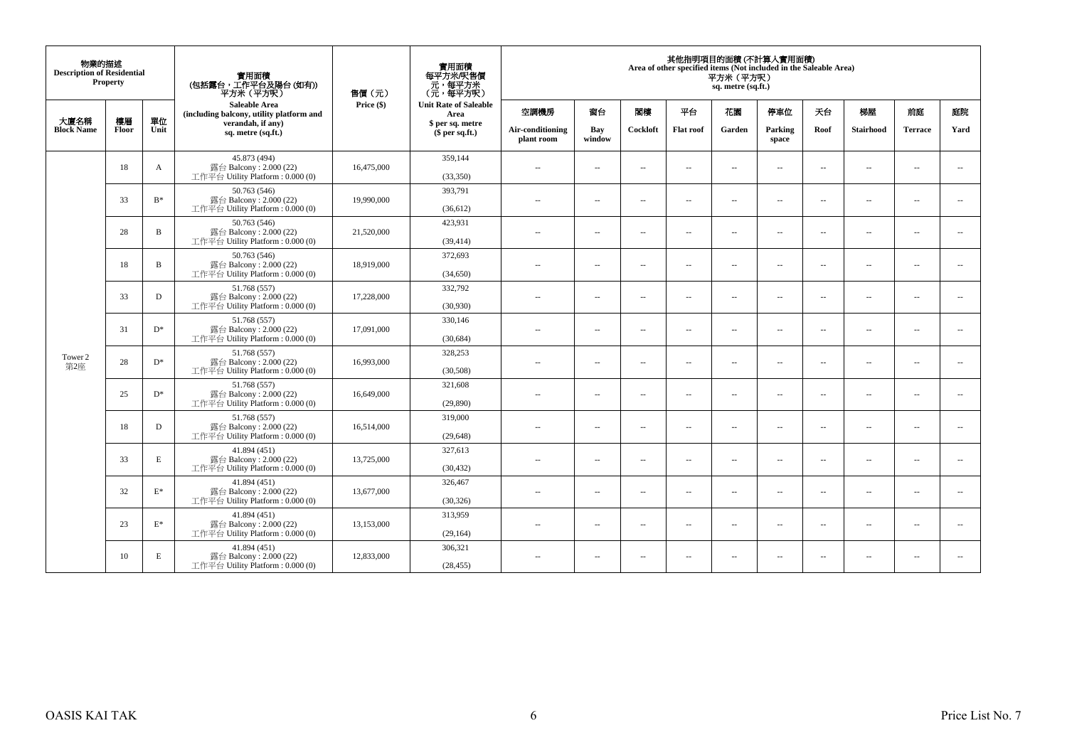| 物業的描述 Description of Residential Property | | | 實用面積 (包括露台，工作平台及陽台 (如有)) 平方米（平方呎） Saleable Area (including balcony, utility platform and verandah, if any) sq. metre (sq.ft.) | 售價（元） Price ($) | 實用面積 每平方米/呎售價 元，每平方米 (元，每平方呎) Unit Rate of Saleable Area $ per sq. metre ($ per sq.ft.) | 其他指明項目的面積 (不計算入實用面積) Area of other specified items (Not included in the Saleable Area) 平方米（平方呎） sq. metre (sq.ft.) | | | | | | | | | |
|---|---|---|---|---|---|---|---|---|---|---|---|---|---|---|---|
| 大廈名稱 Block Name | 樓層 Floor | 單位 Unit | | | | 空調機房 Air-conditioning plant room | 窗台 Bay window | 閣樓 Cockloft | 平台 Flat roof | 花園 Garden | 停車位 Parking space | 天台 Roof | 梯屋 Stairhood | 前庭 Terrace | 庭院 Yard |
| Tower 2 第2座 | 18 | A | 45.873 (494) 露台 Balcony : 2.000 (22) 工作平台 Utility Platform : 0.000 (0) | 16,475,000 | 359,144 (33,350) | -- | -- | -- | -- | -- | -- | -- | -- | -- | -- |
| | 33 | B* | 50.763 (546) 露台 Balcony : 2.000 (22) 工作平台 Utility Platform : 0.000 (0) | 19,990,000 | 393,791 (36,612) | -- | -- | -- | -- | -- | -- | -- | -- | -- | -- |
| | 28 | B | 50.763 (546) 露台 Balcony : 2.000 (22) 工作平台 Utility Platform : 0.000 (0) | 21,520,000 | 423,931 (39,414) | -- | -- | -- | -- | -- | -- | -- | -- | -- | -- |
| | 18 | B | 50.763 (546) 露台 Balcony : 2.000 (22) 工作平台 Utility Platform : 0.000 (0) | 18,919,000 | 372,693 (34,650) | -- | -- | -- | -- | -- | -- | -- | -- | -- | -- |
| | 33 | D | 51.768 (557) 露台 Balcony : 2.000 (22) 工作平台 Utility Platform : 0.000 (0) | 17,228,000 | 332,792 (30,930) | -- | -- | -- | -- | -- | -- | -- | -- | -- | -- |
| | 31 | D* | 51.768 (557) 露台 Balcony : 2.000 (22) 工作平台 Utility Platform : 0.000 (0) | 17,091,000 | 330,146 (30,684) | -- | -- | -- | -- | -- | -- | -- | -- | -- | -- |
| | 28 | D* | 51.768 (557) 露台 Balcony : 2.000 (22) 工作平台 Utility Platform : 0.000 (0) | 16,993,000 | 328,253 (30,508) | -- | -- | -- | -- | -- | -- | -- | -- | -- | -- |
| | 25 | D* | 51.768 (557) 露台 Balcony : 2.000 (22) 工作平台 Utility Platform : 0.000 (0) | 16,649,000 | 321,608 (29,890) | -- | -- | -- | -- | -- | -- | -- | -- | -- | -- |
| | 18 | D | 51.768 (557) 露台 Balcony : 2.000 (22) 工作平台 Utility Platform : 0.000 (0) | 16,514,000 | 319,000 (29,648) | -- | -- | -- | -- | -- | -- | -- | -- | -- | -- |
| | 33 | E | 41.894 (451) 露台 Balcony : 2.000 (22) 工作平台 Utility Platform : 0.000 (0) | 13,725,000 | 327,613 (30,432) | -- | -- | -- | -- | -- | -- | -- | -- | -- | -- |
| | 32 | E* | 41.894 (451) 露台 Balcony : 2.000 (22) 工作平台 Utility Platform : 0.000 (0) | 13,677,000 | 326,467 (30,326) | -- | -- | -- | -- | -- | -- | -- | -- | -- | -- |
| | 23 | E* | 41.894 (451) 露台 Balcony : 2.000 (22) 工作平台 Utility Platform : 0.000 (0) | 13,153,000 | 313,959 (29,164) | -- | -- | -- | -- | -- | -- | -- | -- | -- | -- |
| | 10 | E | 41.894 (451) 露台 Balcony : 2.000 (22) 工作平台 Utility Platform : 0.000 (0) | 12,833,000 | 306,321 (28,455) | -- | -- | -- | -- | -- | -- | -- | -- | -- | -- |

OASIS KAI TAK

Price List No. 7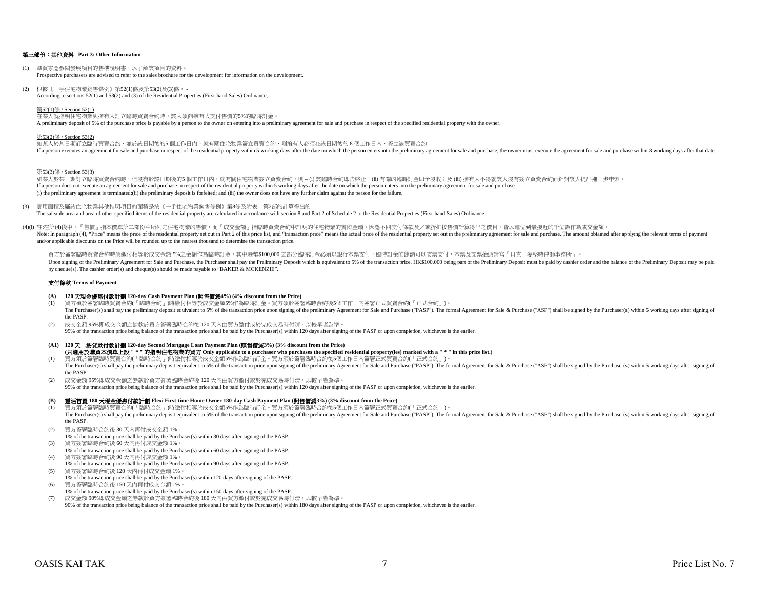## 第三部份：其他資料 Part 3: Other Information

(1) 準買家應參閱發展項目的售樓說明書，以了解該項目的資料。
Prospective purchasers are advised to refer to the sales brochure for the development for information on the development.

(2) 根據《一手住宅物業銷售條例》第52(1)條及第53(2)及(3)條， -
According to sections 52(1) and 53(2) and (3) of the Residential Properties (First-hand Sales) Ordinance, –

第52(1)條 / Section 52(1)
在某人就指明住宅物業與擁有人訂立臨時買賣合約時，該人須向擁有人支付售價的5%的臨時訂金。
A preliminary deposit of 5% of the purchase price is payable by a person to the owner on entering into a preliminary agreement for sale and purchase in respect of the specified residential property with the owner.

第53(2)條 / Section 53(2)
如某人於某日期訂立臨時買賣合約，並於該日期後的5 個工作日內，就有關住宅物業簽立買賣合約，則擁有人必須在該日期後的 8 個工作日內，簽立該買賣合約。
If a person executes an agreement for sale and purchase in respect of the residential property within 5 working days after the date on which the person enters into the preliminary agreement for sale and purchase, the owner must execute the agreement for sale and purchase within 8 working days after that date.

第53(3)條 / Section 53(3)
如某人於某日期訂立臨時買賣合約時，但沒有於該日期後的5 個工作日內，就有關住宅物業簽立買賣合約，則 – (i) 該臨時合約即告終止；(ii) 有關的臨時訂金即予沒收；及 (iii) 擁有人不得就該人沒有簽立買賣合約而針對該人提出進一步申索。
If a person does not execute an agreement for sale and purchase in respect of the residential property within 5 working days after the date on which the person enters into the preliminary agreement for sale and purchase-
(i) the preliminary agreement is terminated;(ii) the preliminary deposit is forfeited; and (iii) the owner does not have any further claim against the person for the failure.

(3) 實用面積及屬該住宅物業其他指明項目的面積是按《一手住宅物業銷售條例》第8條及附表二第2部的計算得出的。
The saleable area and area of other specified items of the residential property are calculated in accordance with section 8 and Part 2 of Schedule 2 to the Residential Properties (First-hand Sales) Ordinance.

(4)(i) 註:在第(4)段中，『售價』指本價單第二部份中所列之住宅物業的售價，而『成交金額』指臨時買賣合約中訂明的住宅物業的實際金額。因應不同支付條款及／或折扣按售價計算得出之價目，皆以進位到最接近的千位數作為成交金額。
Note: In paragraph (4), "Price" means the price of the residential property set out in Part 2 of this price list, and "transaction price" means the actual price of the residential property set out in the preliminary agreement for sale and purchase. The amount obtained after applying the relevant terms of payment and/or applicable discounts on the Price will be rounded up to the nearest thousand to determine the transaction price.

買方於簽署臨時買賣合約時須繳付相等於成交金額 5%之金額作為臨時訂金，其中港幣$100,000 之部分臨時訂金必須以銀行本票支付，臨時訂金的餘額可以支票支付，本票及支票抬頭請寫「貝克．麥堅時律師事務所」。
Upon signing of the Preliminary Agreement for Sale and Purchase, the Purchaser shall pay the Preliminary Deposit which is equivalent to 5% of the transaction price. HK$100,000 being part of the Preliminary Deposit must be paid by cashier order and the balance of the Preliminary Deposit may be paid by cheque(s). The cashier order(s) and cheque(s) should be made payable to "BAKER & MCKENZIE".

### 支付條款 Terms of Payment

**(A) 120 天現金優惠付款計劃 120-day Cash Payment Plan (照售價減4%) (4% discount from the Price)**

(1) 買方須於簽署臨時買賣合約(「臨時合約」)時繳付相等於成交金額5%作為臨時訂金。買方須於簽署臨時合約後5個工作日內簽署正式買賣合約(「正式合約」)。
The Purchaser(s) shall pay the preliminary deposit equivalent to 5% of the transaction price upon signing of the preliminary Agreement for Sale and Purchase ("PASP"). The formal Agreement for Sale & Purchase ("ASP") shall be signed by the Purchaser(s) within 5 working days after signing of the PASP.

(2) 成交金額 95%即成交金額之餘款於買方簽署臨時合約後 120 天內由買方繳付或於完成交易時付清，以較早者為準。
95% of the transaction price being balance of the transaction price shall be paid by the Purchaser(s) within 120 days after signing of the PASP or upon completion, whichever is the earlier.

**(A1) 120 天二按貸款付款計劃 120-day Second Mortgage Loan Payment Plan (照售價減3%) (3% discount from the Price)**
**(只適用於購買本價單上設 " * " 的指明住宅物業的買方 Only applicable to a purchaser who purchases the specified residential property(ies) marked with a " * " in this price list.)**

(1) 買方須於簽署臨時買賣合約(「臨時合約」)時繳付相等於成交金額5%作為臨時訂金。買方須於簽署臨時合約後5個工作日內簽署正式買賣合約(「正式合約」)。
The Purchaser(s) shall pay the preliminary deposit equivalent to 5% of the transaction price upon signing of the preliminary Agreement for Sale and Purchase ("PASP"). The formal Agreement for Sale & Purchase ("ASP") shall be signed by the Purchaser(s) within 5 working days after signing of the PASP.

(2) 成交金額 95%即成交金額之餘款於買方簽署臨時合約後 120 天內由買方繳付或於完成交易時付清，以較早者為準。
95% of the transaction price being balance of the transaction price shall be paid by the Purchaser(s) within 120 days after signing of the PASP or upon completion, whichever is the earlier.

**(B) 靈活首置 180 天現金優惠付款計劃 Flexi First-time Home Owner 180-day Cash Payment Plan (照售價減3%) (3% discount from the Price)**

(1) 買方須於簽署臨時買賣合約(「臨時合約」)時繳付相等於成交金額5%作為臨時訂金。買方須於簽署臨時合約後5個工作日內簽署正式買賣合約(「正式合約」)。
The Purchaser(s) shall pay the preliminary deposit equivalent to 5% of the transaction price upon signing of the preliminary Agreement for Sale and Purchase ("PASP"). The formal Agreement for Sale & Purchase ("ASP") shall be signed by the Purchaser(s) within 5 working days after signing of the PASP.

(2) 買方簽署臨時合約後 30 天內再付成交金額 1%。
1% of the transaction price shall be paid by the Purchaser(s) within 30 days after signing of the PASP.

(3) 買方簽署臨時合約後 60 天內再付成交金額 1%。
1% of the transaction price shall be paid by the Purchaser(s) within 60 days after signing of the PASP.

(4) 買方簽署臨時合約後 90 天內再付成交金額 1%。
1% of the transaction price shall be paid by the Purchaser(s) within 90 days after signing of the PASP.

(5) 買方簽署臨時合約後 120 天內再付成交金額 1%。
1% of the transaction price shall be paid by the Purchaser(s) within 120 days after signing of the PASP.

(6) 買方簽署臨時合約後 150 天內再付成交金額 1%。
1% of the transaction price shall be paid by the Purchaser(s) within 150 days after signing of the PASP.

(7) 成交金額 90%即成交金額之餘款於買方簽署臨時合約後 180 天內由買方繳付或於完成交易時付清，以較早者為準。
90% of the transaction price being balance of the transaction price shall be paid by the Purchaser(s) within 180 days after signing of the PASP or upon completion, whichever is the earlier.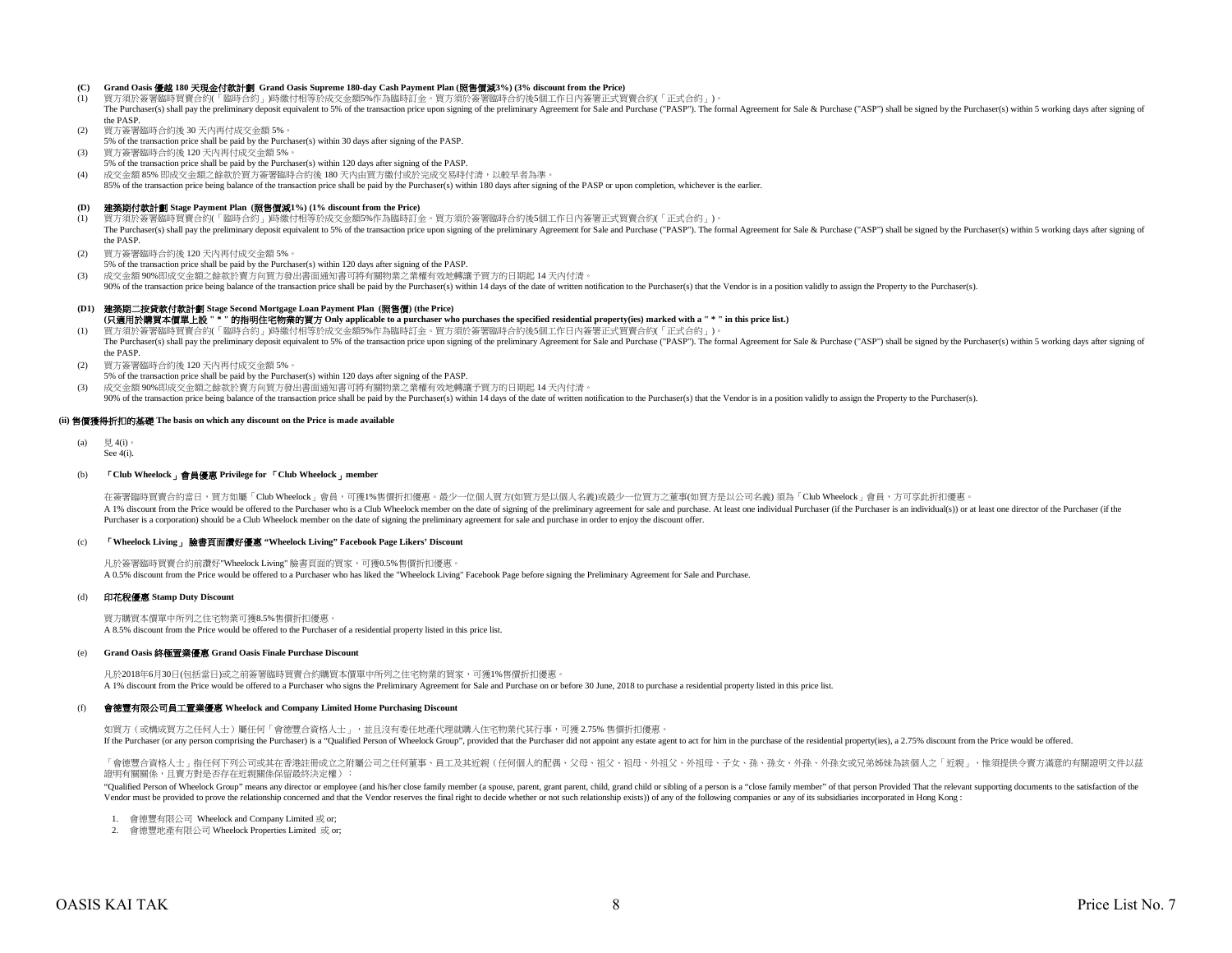**(C) Grand Oasis 優越 180 天現金付款計劃 Grand Oasis Supreme 180-day Cash Payment Plan (照售價減3%) (3% discount from the Price)**

(1) 買方須於簽署臨時買賣合約(「臨時合約」)時繳付相等於成交金額5%作為臨時訂金。買方須於簽署臨時合約後5個工作日內簽署正式買賣合約(「正式合約」)。
The Purchaser(s) shall pay the preliminary deposit equivalent to 5% of the transaction price upon signing of the preliminary Agreement for Sale and Purchase ("PASP"). The formal Agreement for Sale & Purchase ("ASP") shall be signed by the Purchaser(s) within 5 working days after signing of the PASP.

(2) 買方簽署臨時合約後 30 天內再付成交金額 5%。
5% of the transaction price shall be paid by the Purchaser(s) within 30 days after signing of the PASP.

(3) 買方簽署臨時合約後 120 天內再付成交金額 5%。
5% of the transaction price shall be paid by the Purchaser(s) within 120 days after signing of the PASP.

(4) 成交金額 85% 即成交金額之餘款於買方簽署臨時合約後 180 天內由買方繳付或於完成交易時付清，以較早者為準。
85% of the transaction price being balance of the transaction price shall be paid by the Purchaser(s) within 180 days after signing of the PASP or upon completion, whichever is the earlier.

**(D) 建築期付款計劃 Stage Payment Plan (照售價減1%) (1% discount from the Price)**

(1) 買方須於簽署臨時買賣合約(「臨時合約」)時繳付相等於成交金額5%作為臨時訂金。買方須於簽署臨時合約後5個工作日內簽署正式買賣合約(「正式合約」)。
The Purchaser(s) shall pay the preliminary deposit equivalent to 5% of the transaction price upon signing of the preliminary Agreement for Sale and Purchase ("PASP"). The formal Agreement for Sale & Purchase ("ASP") shall be signed by the Purchaser(s) within 5 working days after signing of the PASP.

(2) 買方簽署臨時合約後 120 天內再付成交金額 5%。
5% of the transaction price shall be paid by the Purchaser(s) within 120 days after signing of the PASP.

(3) 成交金額 90%即成交金額之餘款於賣方向買方發出書面通知書可將有關物業之業權有效地轉讓予買方的日期起 14 天內付清。
90% of the transaction price being balance of the transaction price shall be paid by the Purchaser(s) within 14 days of the date of written notification to the Purchaser(s) that the Vendor is in a position validly to assign the Property to the Purchaser(s).

**(D1) 建築期二按貸款付款計劃 Stage Second Mortgage Loan Payment Plan (照售價) (the Price)**
**(只適用於購買本價單上設 " * " 的指明住宅物業的買方 Only applicable to a purchaser who purchases the specified residential property(ies) marked with a " * " in this price list.)**

(1) 買方須於簽署臨時買賣合約(「臨時合約」)時繳付相等於成交金額5%作為臨時訂金。買方須於簽署臨時合約後5個工作日內簽署正式買賣合約(「正式合約」)。
The Purchaser(s) shall pay the preliminary deposit equivalent to 5% of the transaction price upon signing of the preliminary Agreement for Sale and Purchase ("PASP"). The formal Agreement for Sale & Purchase ("ASP") shall be signed by the Purchaser(s) within 5 working days after signing of the PASP.

(2) 買方簽署臨時合約後 120 天內再付成交金額 5%。
5% of the transaction price shall be paid by the Purchaser(s) within 120 days after signing of the PASP.

(3) 成交金額 90%即成交金額之餘款於賣方向買方發出書面通知書可將有關物業之業權有效地轉讓予買方的日期起 14 天內付清。
90% of the transaction price being balance of the transaction price shall be paid by the Purchaser(s) within 14 days of the date of written notification to the Purchaser(s) that the Vendor is in a position validly to assign the Property to the Purchaser(s).

**(ii) 售價獲得折扣的基礎 The basis on which any discount on the Price is made available**

(a) 見 4(i)。
See 4(i).

(b) **「Club Wheelock」會員優惠 Privilege for 「Club Wheelock」member**

在簽署臨時買賣合約當日，買方如屬「Club Wheelock」會員，可獲1%售價折扣優惠。最少一位個人買方(如買方是以個人名義)或最少一位買方之董事(如買方是以公司名義) 須為「Club Wheelock」會員，方可享此折扣優惠。
A 1% discount from the Price would be offered to the Purchaser who is a Club Wheelock member on the date of signing of the preliminary agreement for sale and purchase. At least one individual Purchaser (if the Purchaser is an individual(s)) or at least one director of the Purchaser (if the Purchaser is a corporation) should be a Club Wheelock member on the date of signing the preliminary agreement for sale and purchase in order to enjoy the discount offer.

(c) **「Wheelock Living」 臉書頁面讚好優惠 "Wheelock Living" Facebook Page Likers' Discount**

凡於簽署臨時買賣合約前讚好"Wheelock Living" 臉書頁面的買家，可獲0.5%售價折扣優惠。
A 0.5% discount from the Price would be offered to a Purchaser who has liked the "Wheelock Living" Facebook Page before signing the Preliminary Agreement for Sale and Purchase.

(d) **印花稅優惠 Stamp Duty Discount**

買方購買本價單中所列之住宅物業可獲8.5%售價折扣優惠。
A 8.5% discount from the Price would be offered to the Purchaser of a residential property listed in this price list.

(e) **Grand Oasis 終極置業優惠 Grand Oasis Finale Purchase Discount**

凡於2018年6月30日(包括當日)或之前簽署臨時買賣合約購買本價單中所列之住宅物業的買家，可獲1%售價折扣優惠。
A 1% discount from the Price would be offered to a Purchaser who signs the Preliminary Agreement for Sale and Purchase on or before 30 June, 2018 to purchase a residential property listed in this price list.

(f) **會德豐有限公司員工置業優惠 Wheelock and Company Limited Home Purchasing Discount**

如買方（或構成買方之任何人士）屬任何「會德豐合資格人士」，並且沒有委任地產代理就購入住宅物業代其行事，可獲 2.75% 售價折扣優惠。
If the Purchaser (or any person comprising the Purchaser) is a "Qualified Person of Wheelock Group", provided that the Purchaser did not appoint any estate agent to act for him in the purchase of the residential property(ies), a 2.75% discount from the Price would be offered.

「會德豐合資格人士」指任何下列公司或其在香港註冊成立之附屬公司之任何董事、員工及其近親（任何個人的配偶、父母、祖父、祖母、外祖父、外祖母、子女、孫、孫女、外孫、外孫女或兄弟姊妹為該個人之「近親」，惟須提供令賣方滿意的有關證明文件以茲證明有關關係，且賣方對是否存在近親關係保留最終決定權）：
"Qualified Person of Wheelock Group" means any director or employee (and his/her close family member (a spouse, parent, grant parent, child, grand child or sibling of a person is a "close family member" of that person Provided That the relevant supporting documents to the satisfaction of the Vendor must be provided to prove the relationship concerned and that the Vendor reserves the final right to decide whether or not such relationship exists)) of any of the following companies or any of its subsidiaries incorporated in Hong Kong :

1. 會德豐有限公司 Wheelock and Company Limited 或 or;
2. 會德豐地產有限公司 Wheelock Properties Limited 或 or;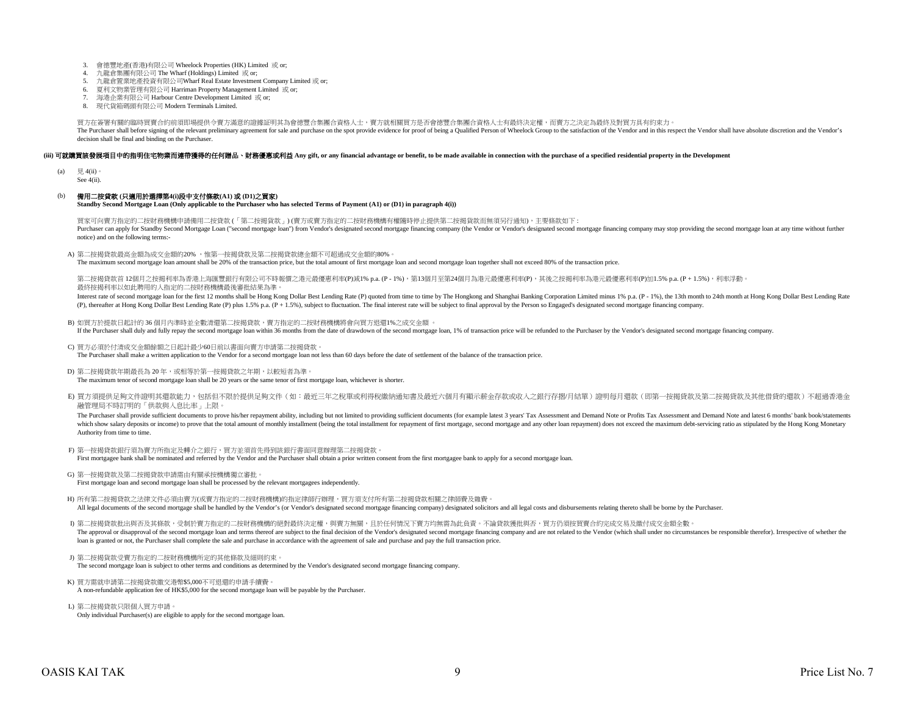3. 會德豐地產(香港)有限公司 Wheelock Properties (HK) Limited 或 or;
4. 九龍倉集團有限公司 The Wharf (Holdings) Limited 或 or;
5. 九龍倉置業地產投資有限公司Wharf Real Estate Investment Company Limited 或 or;
6. 夏利文物業管理有限公司 Harriman Property Management Limited 或 or;
7. 海港企業有限公司 Harbour Centre Development Limited 或 or;
8. 現代貨箱碼頭有限公司 Modern Terminals Limited.

買方在簽署有關的臨時買賣合約前須即場提供令賣方滿意的證據証明其為會德豐合集團合資格人士，賣方就相關買方是否會德豐合集團合資格人士有最終決定權，而賣方之決定為最終及對買方具有約束力。
The Purchaser shall before signing of the relevant preliminary agreement for sale and purchase on the spot provide evidence for proof of being a Qualified Person of Wheelock Group to the satisfaction of the Vendor and in this respect the Vendor shall have absolute discretion and the Vendor's decision shall be final and binding on the Purchaser.

**(iii) 可就購買該發展項目中的指明住宅物業而連帶獲得的任何贈品、財務優惠或利益 Any gift, or any financial advantage or benefit, to be made available in connection with the purchase of a specified residential property in the Development**

(a) 見 4(ii)。
See 4(ii).

(b) **備用二按貸款 (只適用於選擇第4(i)段中支付條款(A1) 或 (D1)之買家)**
**Standby Second Mortgage Loan (Only applicable to the Purchaser who has selected Terms of Payment (A1) or (D1) in paragraph 4(i))**

買家可向賣方指定的二按財務機構申請備用二按貸款 (「第二按揭貸款」) (賣方或賣方指定的二按財務機構有權隨時停止提供第二按揭貸款而無須另行通知)，主要條款如下：
Purchaser can apply for Standby Second Mortgage Loan ("second mortgage loan") from Vendor's designated second mortgage financing company (the Vendor or Vendor's designated second mortgage financing company may stop providing the second mortgage loan at any time without further notice) and on the following terms:-

A) 第二按揭貸款最高金額為成交金額的20% ，惟第一按揭貸款及第二按揭貸款總金額不可超過成交金額的80%。
The maximum second mortgage loan amount shall be 20% of the transaction price, but the total amount of first mortgage loan and second mortgage loan together shall not exceed 80% of the transaction price.

第二按揭貸款首 12個月之按揭利率為香港上海匯豐銀行有限公司不時報價之港元最優惠利率(P)減1% p.a. (P - 1%)，第13個月至第24個月為港元最優惠利率(P)，其後之按揭利率為港元最優惠利率(P)加1.5% p.a. (P + 1.5%)，利率浮動。
最終按揭利率以如此聘用的人指定的二按財務機構最後審批結果為準。
Interest rate of second mortgage loan for the first 12 months shall be Hong Kong Dollar Best Lending Rate (P) quoted from time to time by The Hongkong and Shanghai Banking Corporation Limited minus 1% p.a. (P - 1%), the 13th month to 24th month at Hong Kong Dollar Best Lending Rate (P), thereafter at Hong Kong Dollar Best Lending Rate (P) plus 1.5% p.a. (P + 1.5%), subject to fluctuation. The final interest rate will be subject to final approval by the Person so Engaged's designated second mortgage financing company.

B) 如買方於提款日起計的 36 個月內準時並全數清還第二按揭貸款，賣方指定的二按財務機構將會向買方退還1%之成交金額 。
If the Purchaser shall duly and fully repay the second mortgage loan within 36 months from the date of drawdown of the second mortgage loan, 1% of transaction price will be refunded to the Purchaser by the Vendor's designated second mortgage financing company.

C) 買方必須於付清成交金額餘額之日起計最少60日前以書面向賣方申請第二按揭貸款。
The Purchaser shall make a written application to the Vendor for a second mortgage loan not less than 60 days before the date of settlement of the balance of the transaction price.

D) 第二按揭貸款年期最長為 20 年，或相等於第一按揭貸款之年期，以較短者為準。
The maximum tenor of second mortgage loan shall be 20 years or the same tenor of first mortgage loan, whichever is shorter.

E) 買方須提供足夠文件證明其還款能力，包括但不限於提供足夠文件（如：最近三年之稅單或利得稅繳納通知書及最近六個月有顯示薪金存款或收入之銀行存摺/月結單）證明每月還款（即第一按揭貸款及第二按揭貸款及其他借貸的還款）不超過香港金融管理局不時訂明的「供款與入息比率」上限。
The Purchaser shall provide sufficient documents to prove his/her repayment ability, including but not limited to providing sufficient documents (for example latest 3 years' Tax Assessment and Demand Note or Profits Tax Assessment and Demand Note and latest 6 months' bank book/statements which show salary deposits or income) to prove that the total amount of monthly installment (being the total installment for repayment of first mortgage, second mortgage and any other loan repayment) does not exceed the maximum debt-servicing ratio as stipulated by the Hong Kong Monetary Authority from time to time.

F) 第一按揭貸款銀行須為賣方所指定及轉介之銀行，買方並須首先得到該銀行書面同意辦理第二按揭貸款。
First mortgagee bank shall be nominated and referred by the Vendor and the Purchaser shall obtain a prior written consent from the first mortgagee bank to apply for a second mortgage loan.

G) 第一按揭貸款及第二按揭貸款申請需由有關承按機構獨立審批。
First mortgage loan and second mortgage loan shall be processed by the relevant mortgagees independently.

H) 所有第二按揭貸款之法律文件必須由賣方(或賣方指定的二按財務機構)的指定律師行辦理，買方須支付所有第二按揭貸款相關之律師費及雜費。
All legal documents of the second mortgage shall be handled by the Vendor's (or Vendor's designated second mortgage financing company) designated solicitors and all legal costs and disbursements relating thereto shall be borne by the Purchaser.

I) 第二按揭貸款批出與否及其條款，受制於賣方指定的二按財務機構的絕對最終決定權，與賣方無關，且於任何情況下賣方均無需為此負責。不論貸款獲批與否，買方仍須按買賣合約完成交易及繳付成交金額全數。
The approval or disapproval of the second mortgage loan and terms thereof are subject to the final decision of the Vendor's designated second mortgage financing company and are not related to the Vendor (which shall under no circumstances be responsible therefor). Irrespective of whether the loan is granted or not, the Purchaser shall complete the sale and purchase in accordance with the agreement of sale and purchase and pay the full transaction price.

J) 第二按揭貸款受賣方指定的二按財務機構所定的其他條款及細則約束。
The second mortgage loan is subject to other terms and conditions as determined by the Vendor's designated second mortgage financing company.

K) 買方需就申請第二按揭貸款繳交港幣$5,000不可退還的申請手續費。
A non-refundable application fee of HK$5,000 for the second mortgage loan will be payable by the Purchaser.

L) 第二按揭貸款只限個人買方申請。
Only individual Purchaser(s) are eligible to apply for the second mortgage loan.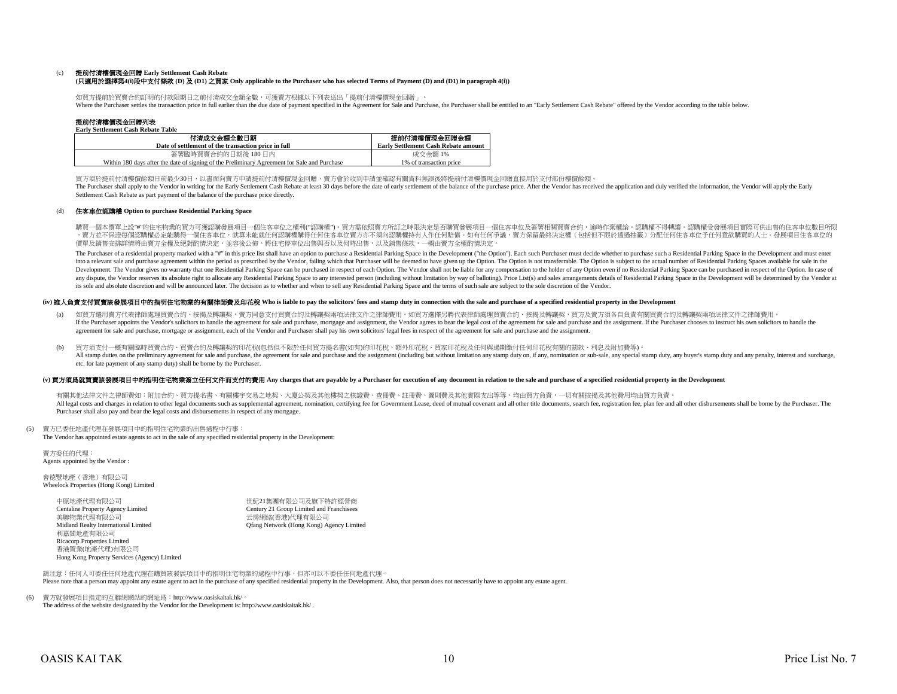(c) **提前付清樓價現金回贈 Early Settlement Cash Rebate**
**(只適用於選擇第4(i)段中支付條款 (D) 及 (D1) 之買家 Only applicable to the Purchaser who has selected Terms of Payment (D) and (D1) in paragraph 4(i))**

如買方提前於買賣合約訂明的付款限期日之前付清成交金額全數，可獲賣方根據以下列表送出「提前付清樓價現金回贈」。
Where the Purchaser settles the transaction price in full earlier than the due date of payment specified in the Agreement for Sale and Purchase, the Purchaser shall be entitled to an "Early Settlement Cash Rebate" offered by the Vendor according to the table below.

**提前付清樓價現金回贈列表**
**Early Settlement Cash Rebate Table**

| 付清成交金額全數日期<br>Date of settlement of the transaction price in full | 提前付清樓價現金回贈金額<br>Early Settlement Cash Rebate amount |
|---|---|
| 簽署臨時買賣合約的日期後 180 日內<br>Within 180 days after the date of signing of the Preliminary Agreement for Sale and Purchase | 成交金額 1%<br>1% of transaction price |

買方須於提前付清樓價餘額日前最少30日，以書面向賣方申請提前付清樓價現金回贈，賣方會於收到申請並確認有關資料無誤後將提前付清樓價現金回贈直接用於支付部份樓價餘額。
The Purchaser shall apply to the Vendor in writing for the Early Settlement Cash Rebate at least 30 days before the date of early settlement of the balance of the purchase price. After the Vendor has received the application and duly verified the information, the Vendor will apply the Early Settlement Cash Rebate as part payment of the balance of the purchase price directly.

(d) **住客車位認購權 Option to purchase Residential Parking Space**

購買一個本價單上設"#"的住宅物業的買方可獲認購發展項目一個住客車位之權利("認購權")。買方需依照賣方所訂之時限決定是否購買發展項目一個住客車位及簽署相關買賣合約，逾時作棄權論。認購權不得轉讓。認購權受發展項目實際可供出售的住客車位數目所限，賣方並不保證每個認購權必定能購得一個住客車位，就算未能就任何認購權購得任何住客車位賣方亦不須向認購權持有人作任何賠償。如有任何爭議，賣方保留最終決定權（包括但不限於透過抽籤）分配任何住客車位予任何意欲購買的人士。發展項目住客車位的價單及銷售安排詳情將由賣方全權及絕對酌情決定，並容後公佈。將住宅停車位出售與否以及何時出售，以及銷售條款，一概由賣方全權酌情決定。

The Purchaser of a residential property marked with a "#" in this price list shall have an option to purchase a Residential Parking Space in the Development ("the Option"). Each such Purchaser must decide whether to purchase such a Residential Parking Space in the Development and must enter into a relevant sale and purchase agreement within the period as prescribed by the Vendor, failing which that Purchaser will be deemed to have given up the Option. The Option is not transferrable. The Option is subject to the actual number of Residential Parking Spaces available for sale in the Development. The Vendor gives no warranty that one Residential Parking Space can be purchased in respect of each Option. The Vendor shall not be liable for any compensation to the holder of any Option even if no Residential Parking Space can be purchased in respect of the Option. In case of any dispute, the Vendor reserves its absolute right to allocate any Residential Parking Space to any interested person (including without limitation by way of balloting). Price List(s) and sales arrangements details of Residential Parking Space in the Development will be determined by the Vendor at its sole and absolute discretion and will be announced later. The decision as to whether and when to sell any Residential Parking Space and the terms of such sale are subject to the sole discretion of the Vendor.

**(iv) 誰人負責支付買賣該發展項目中的指明住宅物業的有關律師費及印花稅 Who is liable to pay the solicitors' fees and stamp duty in connection with the sale and purchase of a specified residential property in the Development**

(a) 如買方選用賣方代表律師處理買賣合約、按揭及轉讓契，賣方同意支付買賣合約及轉讓契兩項法律文件之律師費用。如買方選擇另聘代表律師處理買賣合約、按揭及轉讓契，買方及賣方須各自負責有關買賣合約及轉讓契兩項法律文件之律師費用。
If the Purchaser appoints the Vendor's solicitors to handle the agreement for sale and purchase, mortgage and assignment, the Vendor agrees to bear the legal cost of the agreement for sale and purchase and the assignment. If the Purchaser chooses to instruct his own solicitors to handle the agreement for sale and purchase, mortgage or assignment, each of the Vendor and Purchaser shall pay his own solicitors' legal fees in respect of the agreement for sale and purchase and the assignment.

(b) 買方須支付一概有關臨時買賣合約、買賣合約及轉讓契的印花稅(包括但不限於任何買方提名書(如有)的印花稅、額外印花稅、買家印花稅及任何與過期繳付任何印花稅有關的罰款、利息及附加費等)。
All stamp duties on the preliminary agreement for sale and purchase, the agreement for sale and purchase and the assignment (including but without limitation any stamp duty on, if any, nomination or sub-sale, any special stamp duty, any buyer's stamp duty and any penalty, interest and surcharge, etc. for late payment of any stamp duty) shall be borne by the Purchaser.

**(v) 買方須爲就買賣該發展項目中的指明住宅物業簽立任何文件而支付的費用 Any charges that are payable by a Purchaser for execution of any document in relation to the sale and purchase of a specified residential property in the Development**

有關其他法律文件之律師費如：附加合約、買方提名書、有關樓宇交易之地契、大廈公契及其他樓契之核證費、查冊費、註冊費、圖則費及其他實際支出等等，均由買方負責，一切有關按揭及其他費用均由買方負責。
All legal costs and charges in relation to other legal documents such as supplemental agreement, nomination, certifying fee for Government Lease, deed of mutual covenant and all other title documents, search fee, registration fee, plan fee and all other disbursements shall be borne by the Purchaser. The Purchaser shall also pay and bear the legal costs and disbursements in respect of any mortgage.

(5) 賣方已委任地產代理在發展項目中的指明住宅物業的出售過程中行事：
The Vendor has appointed estate agents to act in the sale of any specified residential property in the Development:

賣方委任的代理：
Agents appointed by the Vendor :

會德豐地產（香港）有限公司
Wheelock Properties (Hong Kong) Limited

中原地產代理有限公司
Centaline Property Agency Limited
美聯物業代理有限公司
Midland Realty International Limited
利嘉閣地產有限公司
Ricacorp Properties Limited
香港置業(地產代理)有限公司
Hong Kong Property Services (Agency) Limited
世紀21集團有限公司及旗下特許經營商
Century 21 Group Limited and Franchisees
云房網絡(香港)代理有限公司
Qfang Network (Hong Kong) Agency Limited

請注意：任何人可委任任何地產代理在購買該發展項目中的指明住宅物業的過程中行事，但亦可以不委任任何地產代理。
Please note that a person may appoint any estate agent to act in the purchase of any specified residential property in the Development. Also, that person does not necessarily have to appoint any estate agent.

(6) 賣方就發展項目指定的互聯網網站的網址爲：http://www.oasiskaitak.hk/。
The address of the website designated by the Vendor for the Development is: http://www.oasiskaitak.hk/ .